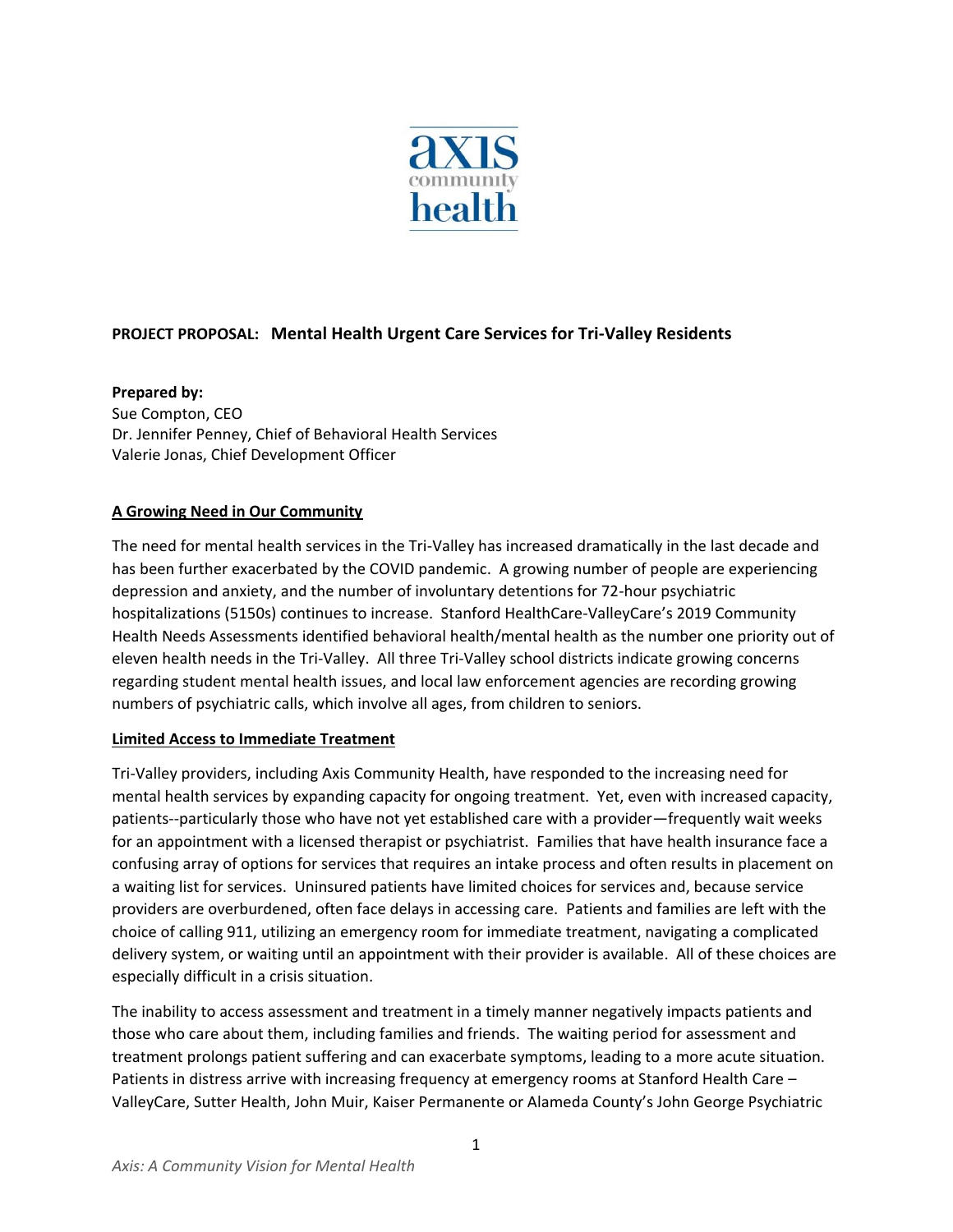axis community health

**PROJECT PROPOSAL: Mental Health Urgent Care Services for Tri-Valley Residents**

**Prepared by:**
Sue Compton, CEO
Dr. Jennifer Penney, Chief of Behavioral Health Services
Valerie Jonas, Chief Development Officer

## A Growing Need in Our Community

The need for mental health services in the Tri-Valley has increased dramatically in the last decade and has been further exacerbated by the COVID pandemic. A growing number of people are experiencing depression and anxiety, and the number of involuntary detentions for 72-hour psychiatric hospitalizations (5150s) continues to increase. Stanford HealthCare-ValleyCare's 2019 Community Health Needs Assessments identified behavioral health/mental health as the number one priority out of eleven health needs in the Tri-Valley. All three Tri-Valley school districts indicate growing concerns regarding student mental health issues, and local law enforcement agencies are recording growing numbers of psychiatric calls, which involve all ages, from children to seniors.

## Limited Access to Immediate Treatment

Tri-Valley providers, including Axis Community Health, have responded to the increasing need for mental health services by expanding capacity for ongoing treatment. Yet, even with increased capacity, patients--particularly those who have not yet established care with a provider—frequently wait weeks for an appointment with a licensed therapist or psychiatrist. Families that have health insurance face a confusing array of options for services that requires an intake process and often results in placement on a waiting list for services. Uninsured patients have limited choices for services and, because service providers are overburdened, often face delays in accessing care. Patients and families are left with the choice of calling 911, utilizing an emergency room for immediate treatment, navigating a complicated delivery system, or waiting until an appointment with their provider is available. All of these choices are especially difficult in a crisis situation.

The inability to access assessment and treatment in a timely manner negatively impacts patients and those who care about them, including families and friends. The waiting period for assessment and treatment prolongs patient suffering and can exacerbate symptoms, leading to a more acute situation. Patients in distress arrive with increasing frequency at emergency rooms at Stanford Health Care – ValleyCare, Sutter Health, John Muir, Kaiser Permanente or Alameda County's John George Psychiatric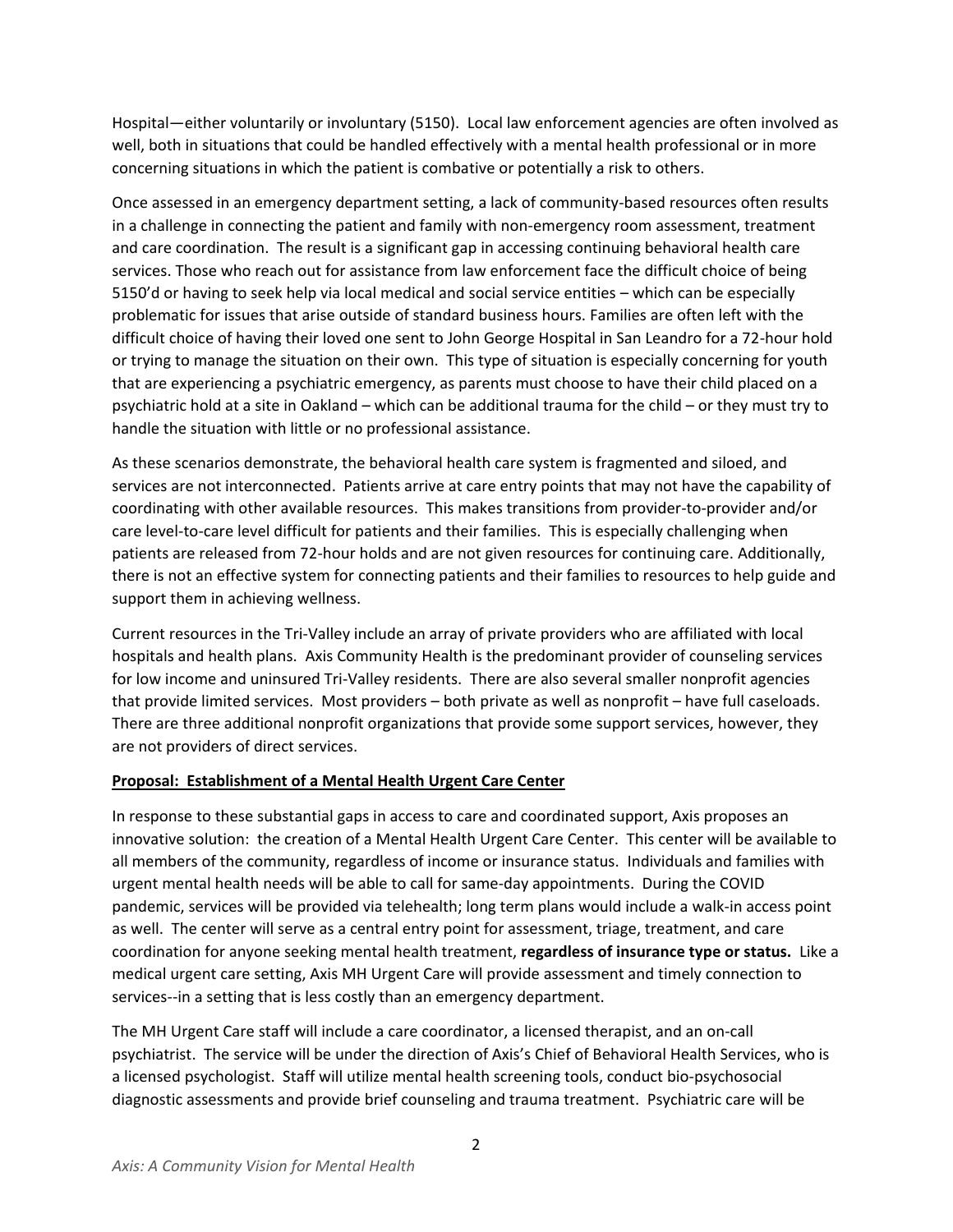Hospital—either voluntarily or involuntary (5150). Local law enforcement agencies are often involved as well, both in situations that could be handled effectively with a mental health professional or in more concerning situations in which the patient is combative or potentially a risk to others.

Once assessed in an emergency department setting, a lack of community-based resources often results in a challenge in connecting the patient and family with non-emergency room assessment, treatment and care coordination. The result is a significant gap in accessing continuing behavioral health care services. Those who reach out for assistance from law enforcement face the difficult choice of being 5150'd or having to seek help via local medical and social service entities – which can be especially problematic for issues that arise outside of standard business hours. Families are often left with the difficult choice of having their loved one sent to John George Hospital in San Leandro for a 72-hour hold or trying to manage the situation on their own. This type of situation is especially concerning for youth that are experiencing a psychiatric emergency, as parents must choose to have their child placed on a psychiatric hold at a site in Oakland – which can be additional trauma for the child – or they must try to handle the situation with little or no professional assistance.

As these scenarios demonstrate, the behavioral health care system is fragmented and siloed, and services are not interconnected. Patients arrive at care entry points that may not have the capability of coordinating with other available resources. This makes transitions from provider-to-provider and/or care level-to-care level difficult for patients and their families. This is especially challenging when patients are released from 72-hour holds and are not given resources for continuing care. Additionally, there is not an effective system for connecting patients and their families to resources to help guide and support them in achieving wellness.

Current resources in the Tri-Valley include an array of private providers who are affiliated with local hospitals and health plans. Axis Community Health is the predominant provider of counseling services for low income and uninsured Tri-Valley residents. There are also several smaller nonprofit agencies that provide limited services. Most providers – both private as well as nonprofit – have full caseloads. There are three additional nonprofit organizations that provide some support services, however, they are not providers of direct services.

**Proposal: Establishment of a Mental Health Urgent Care Center**

In response to these substantial gaps in access to care and coordinated support, Axis proposes an innovative solution: the creation of a Mental Health Urgent Care Center. This center will be available to all members of the community, regardless of income or insurance status. Individuals and families with urgent mental health needs will be able to call for same-day appointments. During the COVID pandemic, services will be provided via telehealth; long term plans would include a walk-in access point as well. The center will serve as a central entry point for assessment, triage, treatment, and care coordination for anyone seeking mental health treatment, **regardless of insurance type or status.** Like a medical urgent care setting, Axis MH Urgent Care will provide assessment and timely connection to services--in a setting that is less costly than an emergency department.

The MH Urgent Care staff will include a care coordinator, a licensed therapist, and an on-call psychiatrist. The service will be under the direction of Axis's Chief of Behavioral Health Services, who is a licensed psychologist. Staff will utilize mental health screening tools, conduct bio-psychosocial diagnostic assessments and provide brief counseling and trauma treatment. Psychiatric care will be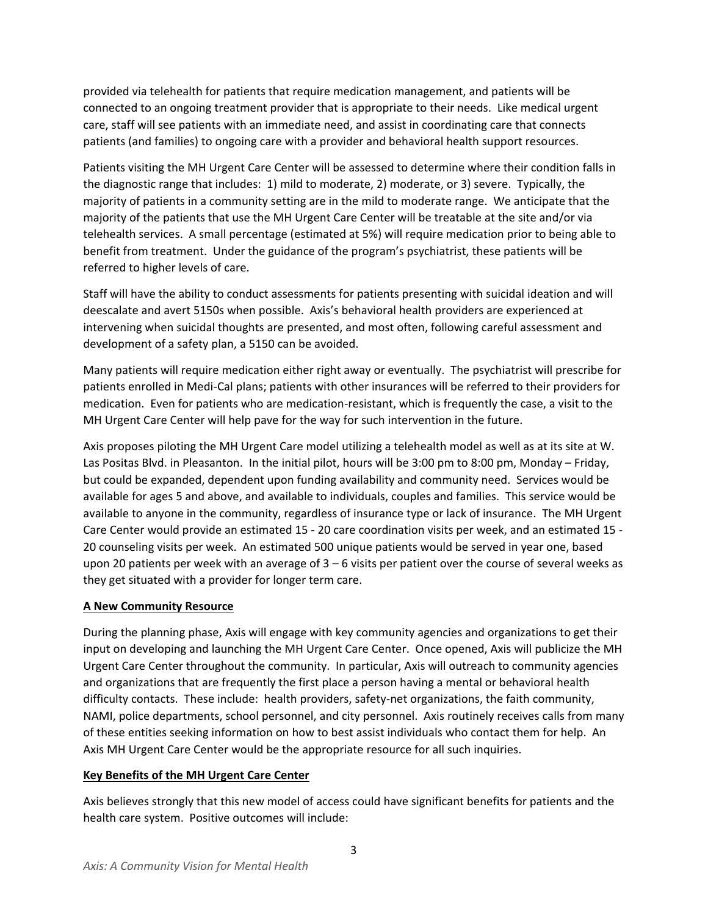provided via telehealth for patients that require medication management, and patients will be connected to an ongoing treatment provider that is appropriate to their needs. Like medical urgent care, staff will see patients with an immediate need, and assist in coordinating care that connects patients (and families) to ongoing care with a provider and behavioral health support resources.

Patients visiting the MH Urgent Care Center will be assessed to determine where their condition falls in the diagnostic range that includes: 1) mild to moderate, 2) moderate, or 3) severe. Typically, the majority of patients in a community setting are in the mild to moderate range. We anticipate that the majority of the patients that use the MH Urgent Care Center will be treatable at the site and/or via telehealth services. A small percentage (estimated at 5%) will require medication prior to being able to benefit from treatment. Under the guidance of the program's psychiatrist, these patients will be referred to higher levels of care.

Staff will have the ability to conduct assessments for patients presenting with suicidal ideation and will deescalate and avert 5150s when possible. Axis's behavioral health providers are experienced at intervening when suicidal thoughts are presented, and most often, following careful assessment and development of a safety plan, a 5150 can be avoided.

Many patients will require medication either right away or eventually. The psychiatrist will prescribe for patients enrolled in Medi-Cal plans; patients with other insurances will be referred to their providers for medication. Even for patients who are medication-resistant, which is frequently the case, a visit to the MH Urgent Care Center will help pave for the way for such intervention in the future.

Axis proposes piloting the MH Urgent Care model utilizing a telehealth model as well as at its site at W. Las Positas Blvd. in Pleasanton. In the initial pilot, hours will be 3:00 pm to 8:00 pm, Monday – Friday, but could be expanded, dependent upon funding availability and community need. Services would be available for ages 5 and above, and available to individuals, couples and families. This service would be available to anyone in the community, regardless of insurance type or lack of insurance. The MH Urgent Care Center would provide an estimated 15 - 20 care coordination visits per week, and an estimated 15 - 20 counseling visits per week. An estimated 500 unique patients would be served in year one, based upon 20 patients per week with an average of 3 – 6 visits per patient over the course of several weeks as they get situated with a provider for longer term care.

**A New Community Resource**

During the planning phase, Axis will engage with key community agencies and organizations to get their input on developing and launching the MH Urgent Care Center. Once opened, Axis will publicize the MH Urgent Care Center throughout the community. In particular, Axis will outreach to community agencies and organizations that are frequently the first place a person having a mental or behavioral health difficulty contacts. These include: health providers, safety-net organizations, the faith community, NAMI, police departments, school personnel, and city personnel. Axis routinely receives calls from many of these entities seeking information on how to best assist individuals who contact them for help. An Axis MH Urgent Care Center would be the appropriate resource for all such inquiries.

**Key Benefits of the MH Urgent Care Center**

Axis believes strongly that this new model of access could have significant benefits for patients and the health care system. Positive outcomes will include: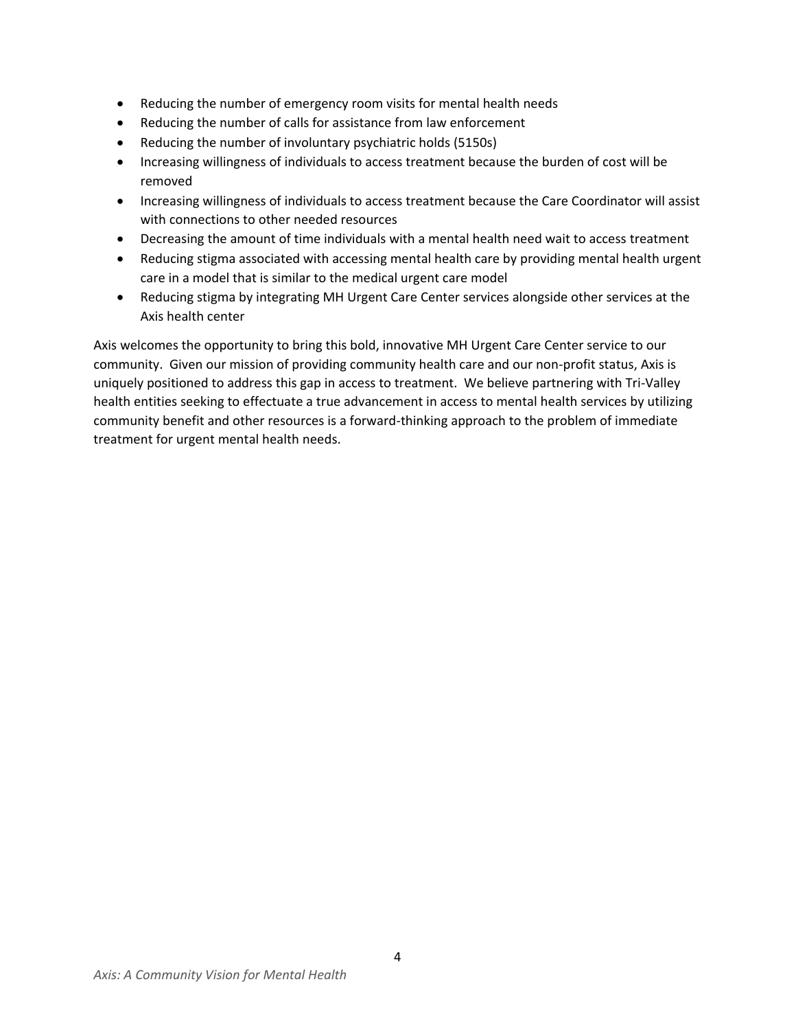- Reducing the number of emergency room visits for mental health needs
- Reducing the number of calls for assistance from law enforcement
- Reducing the number of involuntary psychiatric holds (5150s)
- Increasing willingness of individuals to access treatment because the burden of cost will be removed
- Increasing willingness of individuals to access treatment because the Care Coordinator will assist with connections to other needed resources
- Decreasing the amount of time individuals with a mental health need wait to access treatment
- Reducing stigma associated with accessing mental health care by providing mental health urgent care in a model that is similar to the medical urgent care model
- Reducing stigma by integrating MH Urgent Care Center services alongside other services at the Axis health center

Axis welcomes the opportunity to bring this bold, innovative MH Urgent Care Center service to our community. Given our mission of providing community health care and our non-profit status, Axis is uniquely positioned to address this gap in access to treatment. We believe partnering with Tri-Valley health entities seeking to effectuate a true advancement in access to mental health services by utilizing community benefit and other resources is a forward-thinking approach to the problem of immediate treatment for urgent mental health needs.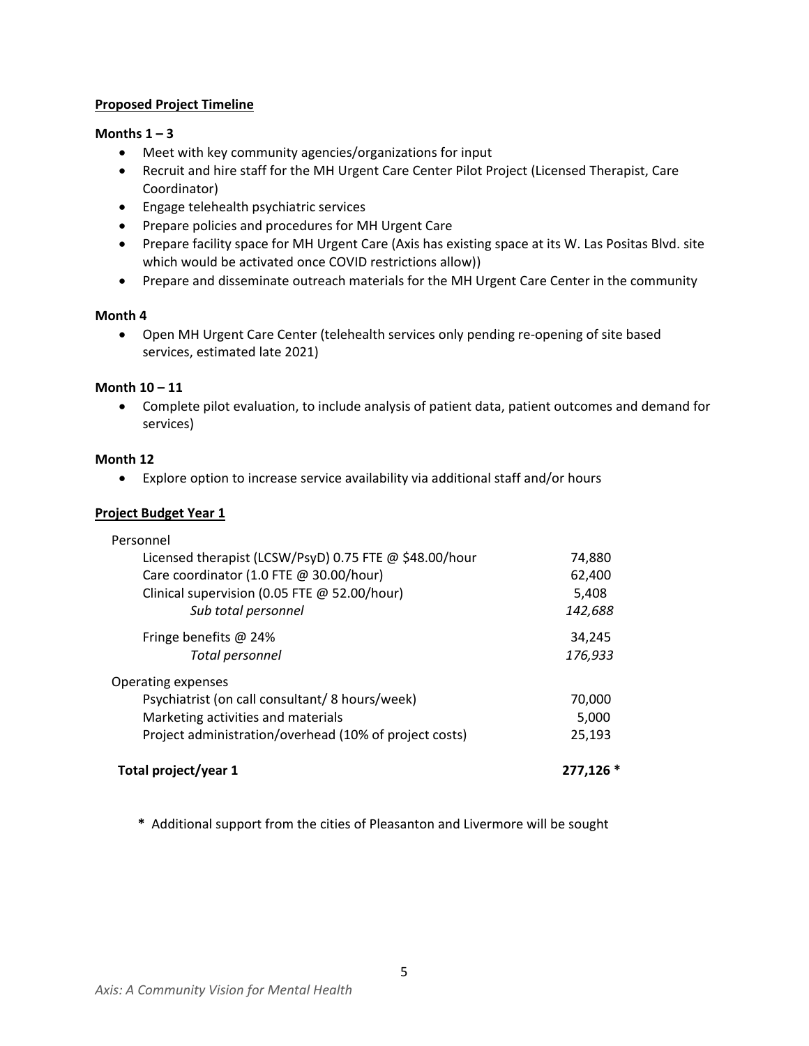**Proposed Project Timeline**

**Months 1 – 3**

- Meet with key community agencies/organizations for input
- Recruit and hire staff for the MH Urgent Care Center Pilot Project (Licensed Therapist, Care Coordinator)
- Engage telehealth psychiatric services
- Prepare policies and procedures for MH Urgent Care
- Prepare facility space for MH Urgent Care (Axis has existing space at its W. Las Positas Blvd. site which would be activated once COVID restrictions allow))
- Prepare and disseminate outreach materials for the MH Urgent Care Center in the community

**Month 4**

- Open MH Urgent Care Center (telehealth services only pending re-opening of site based services, estimated late 2021)

**Month 10 – 11**

- Complete pilot evaluation, to include analysis of patient data, patient outcomes and demand for services)

**Month 12**

- Explore option to increase service availability via additional staff and/or hours

**Project Budget Year 1**

| | |
|---|---|
| Personnel | |
| Licensed therapist (LCSW/PsyD) 0.75 FTE @ $48.00/hour | 74,880 |
| Care coordinator (1.0 FTE @ 30.00/hour) | 62,400 |
| Clinical supervision (0.05 FTE @ 52.00/hour) | 5,408 |
| *Sub total personnel* | *142,688* |
| Fringe benefits @ 24% | 34,245 |
| *Total personnel* | *176,933* |
| Operating expenses | |
| Psychiatrist (on call consultant/ 8 hours/week) | 70,000 |
| Marketing activities and materials | 5,000 |
| Project administration/overhead (10% of project costs) | 25,193 |
| **Total project/year 1** | **277,126 \*** |

**\*** Additional support from the cities of Pleasanton and Livermore will be sought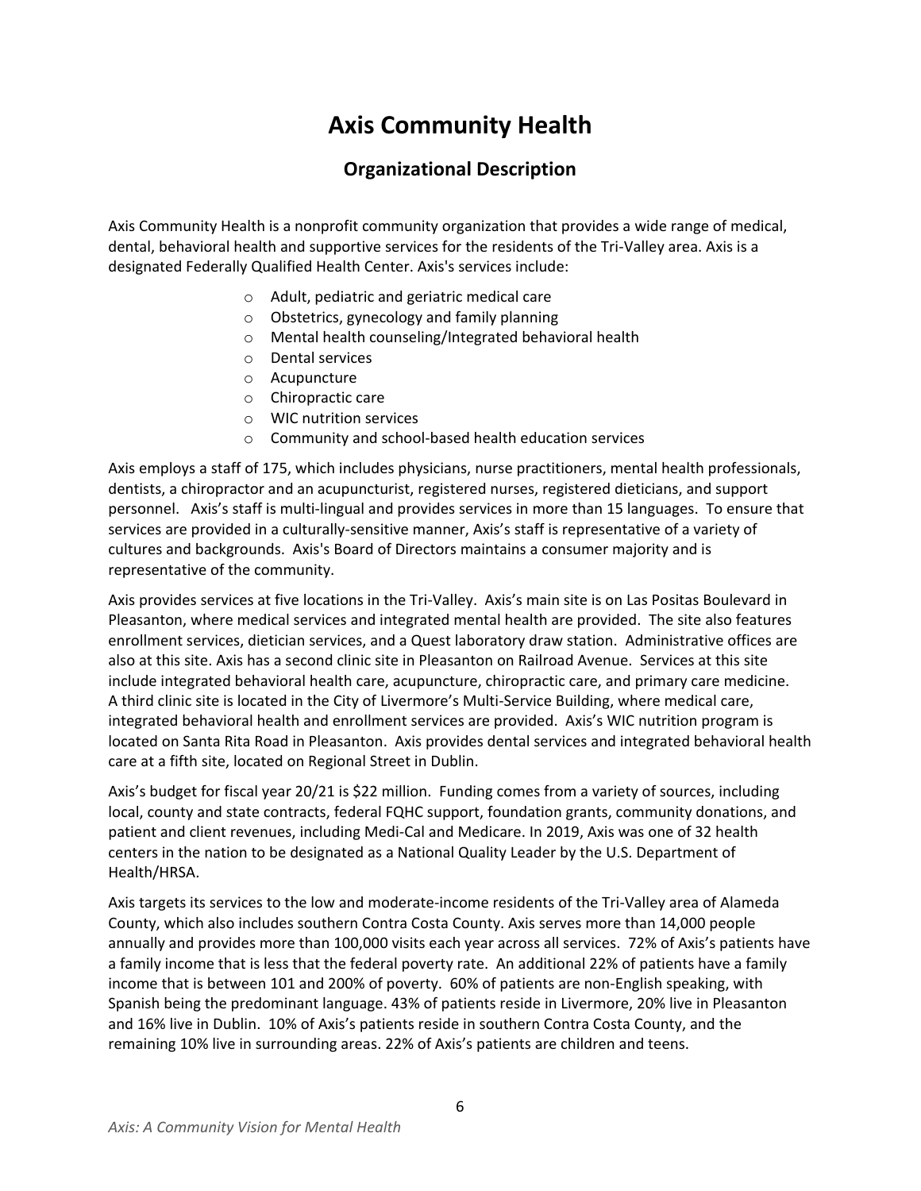# Axis Community Health

## Organizational Description

Axis Community Health is a nonprofit community organization that provides a wide range of medical, dental, behavioral health and supportive services for the residents of the Tri-Valley area. Axis is a designated Federally Qualified Health Center. Axis's services include:

- Adult, pediatric and geriatric medical care
- Obstetrics, gynecology and family planning
- Mental health counseling/Integrated behavioral health
- Dental services
- Acupuncture
- Chiropractic care
- WIC nutrition services
- Community and school-based health education services

Axis employs a staff of 175, which includes physicians, nurse practitioners, mental health professionals, dentists, a chiropractor and an acupuncturist, registered nurses, registered dieticians, and support personnel. Axis's staff is multi-lingual and provides services in more than 15 languages. To ensure that services are provided in a culturally-sensitive manner, Axis's staff is representative of a variety of cultures and backgrounds. Axis's Board of Directors maintains a consumer majority and is representative of the community.

Axis provides services at five locations in the Tri-Valley. Axis's main site is on Las Positas Boulevard in Pleasanton, where medical services and integrated mental health are provided. The site also features enrollment services, dietician services, and a Quest laboratory draw station. Administrative offices are also at this site. Axis has a second clinic site in Pleasanton on Railroad Avenue. Services at this site include integrated behavioral health care, acupuncture, chiropractic care, and primary care medicine. A third clinic site is located in the City of Livermore's Multi-Service Building, where medical care, integrated behavioral health and enrollment services are provided. Axis's WIC nutrition program is located on Santa Rita Road in Pleasanton. Axis provides dental services and integrated behavioral health care at a fifth site, located on Regional Street in Dublin.

Axis's budget for fiscal year 20/21 is $22 million. Funding comes from a variety of sources, including local, county and state contracts, federal FQHC support, foundation grants, community donations, and patient and client revenues, including Medi-Cal and Medicare. In 2019, Axis was one of 32 health centers in the nation to be designated as a National Quality Leader by the U.S. Department of Health/HRSA.

Axis targets its services to the low and moderate-income residents of the Tri-Valley area of Alameda County, which also includes southern Contra Costa County. Axis serves more than 14,000 people annually and provides more than 100,000 visits each year across all services. 72% of Axis's patients have a family income that is less that the federal poverty rate. An additional 22% of patients have a family income that is between 101 and 200% of poverty. 60% of patients are non-English speaking, with Spanish being the predominant language. 43% of patients reside in Livermore, 20% live in Pleasanton and 16% live in Dublin. 10% of Axis's patients reside in southern Contra Costa County, and the remaining 10% live in surrounding areas. 22% of Axis's patients are children and teens.